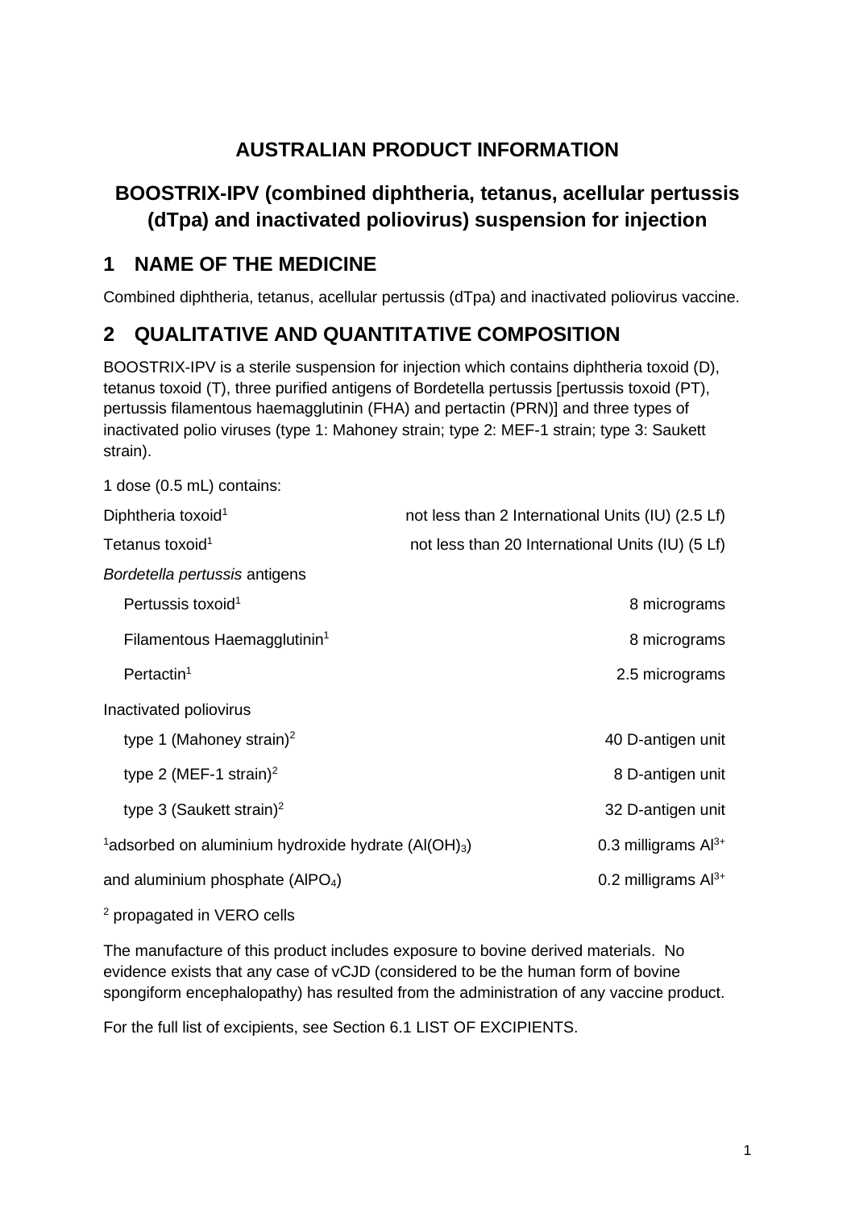# AUSTRALIAN PRODUCT INFORMATION

# BOOSTRIX-IPV (combined diphtheria, tetanus, acellular pertussis (dTpa) and inactivated poliovirus) suspension for injection

## 1 NAME OF THE MEDICINE

Combined diphtheria, tetanus, acellular pertussis (dTpa) and inactivated poliovirus vaccine.

## 2 QUALITATIVE AND QUANTITATIVE COMPOSITION

BOOSTRIX-IPV is a sterile suspension for injection which contains diphtheria toxoid (D), tetanus toxoid (T), three purified antigens of Bordetella pertussis [pertussis toxoid (PT), pertussis filamentous haemagglutinin (FHA) and pertactin (PRN)] and three types of inactivated polio viruses (type 1: Mahoney strain; type 2: MEF-1 strain; type 3: Saukett strain).

1 dose (0.5 mL) contains:

| | |
|---|---|
| Diphtheria toxoid[1] | not less than 2 International Units (IU) (2.5 Lf) |
| Tetanus toxoid[1] | not less than 20 International Units (IU) (5 Lf) |
| *Bordetella pertussis* antigens | |
| Pertussis toxoid[1] | 8 micrograms |
| Filamentous Haemagglutinin[1] | 8 micrograms |
| Pertactin[1] | 2.5 micrograms |
| Inactivated poliovirus | |
| type 1 (Mahoney strain)[2] | 40 D-antigen unit |
| type 2 (MEF-1 strain)[2] | 8 D-antigen unit |
| type 3 (Saukett strain)[2] | 32 D-antigen unit |
| [1]adsorbed on aluminium hydroxide hydrate ($Al(OH)_3$) | 0.3 milligrams $Al^{3+}$ |
| and aluminium phosphate ($AlPO_4$) | 0.2 milligrams $Al^{3+}$ |

[2] propagated in VERO cells

The manufacture of this product includes exposure to bovine derived materials. No evidence exists that any case of vCJD (considered to be the human form of bovine spongiform encephalopathy) has resulted from the administration of any vaccine product.

For the full list of excipients, see Section 6.1 LIST OF EXCIPIENTS.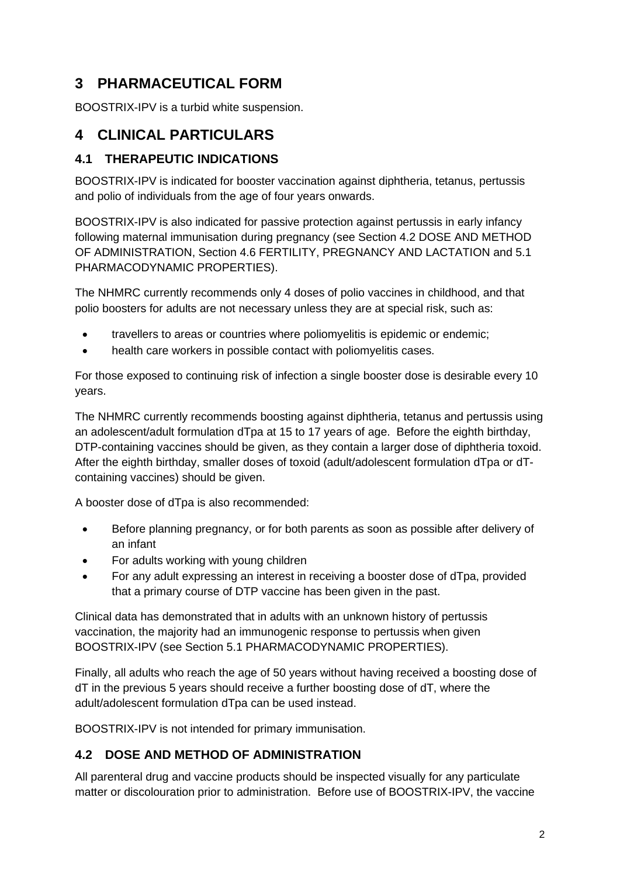# 3 PHARMACEUTICAL FORM

BOOSTRIX-IPV is a turbid white suspension.

# 4 CLINICAL PARTICULARS

## 4.1 THERAPEUTIC INDICATIONS

BOOSTRIX-IPV is indicated for booster vaccination against diphtheria, tetanus, pertussis and polio of individuals from the age of four years onwards.

BOOSTRIX-IPV is also indicated for passive protection against pertussis in early infancy following maternal immunisation during pregnancy (see Section 4.2 DOSE AND METHOD OF ADMINISTRATION, Section 4.6 FERTILITY, PREGNANCY AND LACTATION and 5.1 PHARMACODYNAMIC PROPERTIES).

The NHMRC currently recommends only 4 doses of polio vaccines in childhood, and that polio boosters for adults are not necessary unless they are at special risk, such as:

- travellers to areas or countries where poliomyelitis is epidemic or endemic;
- health care workers in possible contact with poliomyelitis cases.

For those exposed to continuing risk of infection a single booster dose is desirable every 10 years.

The NHMRC currently recommends boosting against diphtheria, tetanus and pertussis using an adolescent/adult formulation dTpa at 15 to 17 years of age. Before the eighth birthday, DTP-containing vaccines should be given, as they contain a larger dose of diphtheria toxoid. After the eighth birthday, smaller doses of toxoid (adult/adolescent formulation dTpa or dT-containing vaccines) should be given.

A booster dose of dTpa is also recommended:

- Before planning pregnancy, or for both parents as soon as possible after delivery of an infant
- For adults working with young children
- For any adult expressing an interest in receiving a booster dose of dTpa, provided that a primary course of DTP vaccine has been given in the past.

Clinical data has demonstrated that in adults with an unknown history of pertussis vaccination, the majority had an immunogenic response to pertussis when given BOOSTRIX-IPV (see Section 5.1 PHARMACODYNAMIC PROPERTIES).

Finally, all adults who reach the age of 50 years without having received a boosting dose of dT in the previous 5 years should receive a further boosting dose of dT, where the adult/adolescent formulation dTpa can be used instead.

BOOSTRIX-IPV is not intended for primary immunisation.

## 4.2 DOSE AND METHOD OF ADMINISTRATION

All parenteral drug and vaccine products should be inspected visually for any particulate matter or discolouration prior to administration. Before use of BOOSTRIX-IPV, the vaccine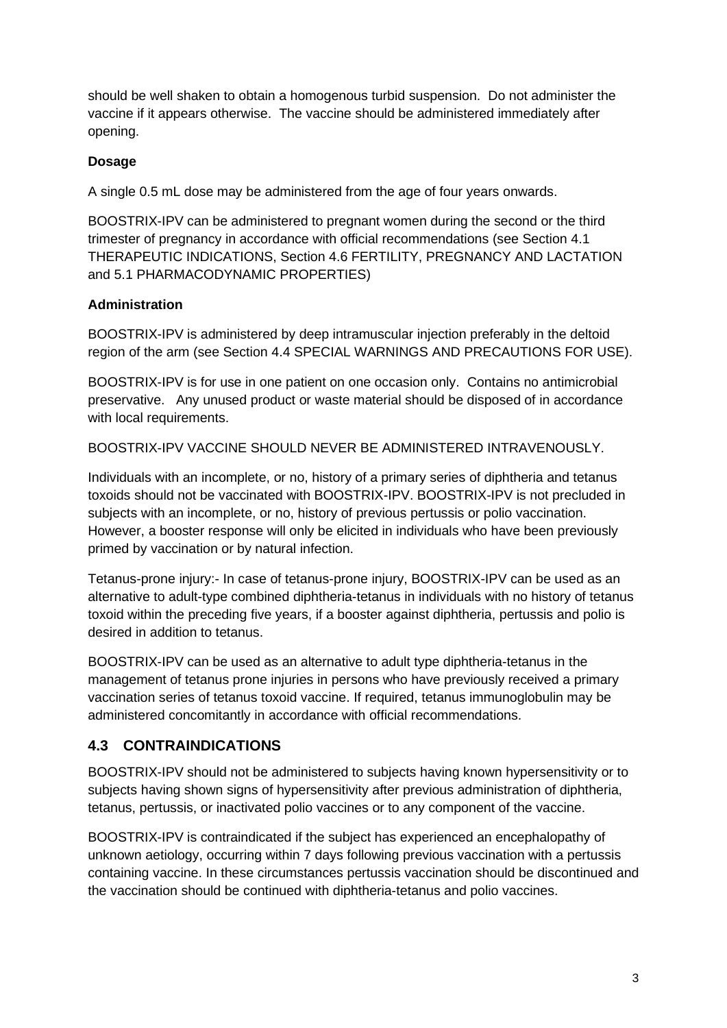should be well shaken to obtain a homogenous turbid suspension. Do not administer the vaccine if it appears otherwise. The vaccine should be administered immediately after opening.

**Dosage**

A single 0.5 mL dose may be administered from the age of four years onwards.

BOOSTRIX-IPV can be administered to pregnant women during the second or the third trimester of pregnancy in accordance with official recommendations (see Section 4.1 THERAPEUTIC INDICATIONS, Section 4.6 FERTILITY, PREGNANCY AND LACTATION and 5.1 PHARMACODYNAMIC PROPERTIES)

**Administration**

BOOSTRIX-IPV is administered by deep intramuscular injection preferably in the deltoid region of the arm (see Section 4.4 SPECIAL WARNINGS AND PRECAUTIONS FOR USE).

BOOSTRIX-IPV is for use in one patient on one occasion only. Contains no antimicrobial preservative. Any unused product or waste material should be disposed of in accordance with local requirements.

BOOSTRIX-IPV VACCINE SHOULD NEVER BE ADMINISTERED INTRAVENOUSLY.

Individuals with an incomplete, or no, history of a primary series of diphtheria and tetanus toxoids should not be vaccinated with BOOSTRIX-IPV. BOOSTRIX-IPV is not precluded in subjects with an incomplete, or no, history of previous pertussis or polio vaccination. However, a booster response will only be elicited in individuals who have been previously primed by vaccination or by natural infection.

Tetanus-prone injury:- In case of tetanus-prone injury, BOOSTRIX-IPV can be used as an alternative to adult-type combined diphtheria-tetanus in individuals with no history of tetanus toxoid within the preceding five years, if a booster against diphtheria, pertussis and polio is desired in addition to tetanus.

BOOSTRIX-IPV can be used as an alternative to adult type diphtheria-tetanus in the management of tetanus prone injuries in persons who have previously received a primary vaccination series of tetanus toxoid vaccine. If required, tetanus immunoglobulin may be administered concomitantly in accordance with official recommendations.

## 4.3 CONTRAINDICATIONS

BOOSTRIX-IPV should not be administered to subjects having known hypersensitivity or to subjects having shown signs of hypersensitivity after previous administration of diphtheria, tetanus, pertussis, or inactivated polio vaccines or to any component of the vaccine.

BOOSTRIX-IPV is contraindicated if the subject has experienced an encephalopathy of unknown aetiology, occurring within 7 days following previous vaccination with a pertussis containing vaccine. In these circumstances pertussis vaccination should be discontinued and the vaccination should be continued with diphtheria-tetanus and polio vaccines.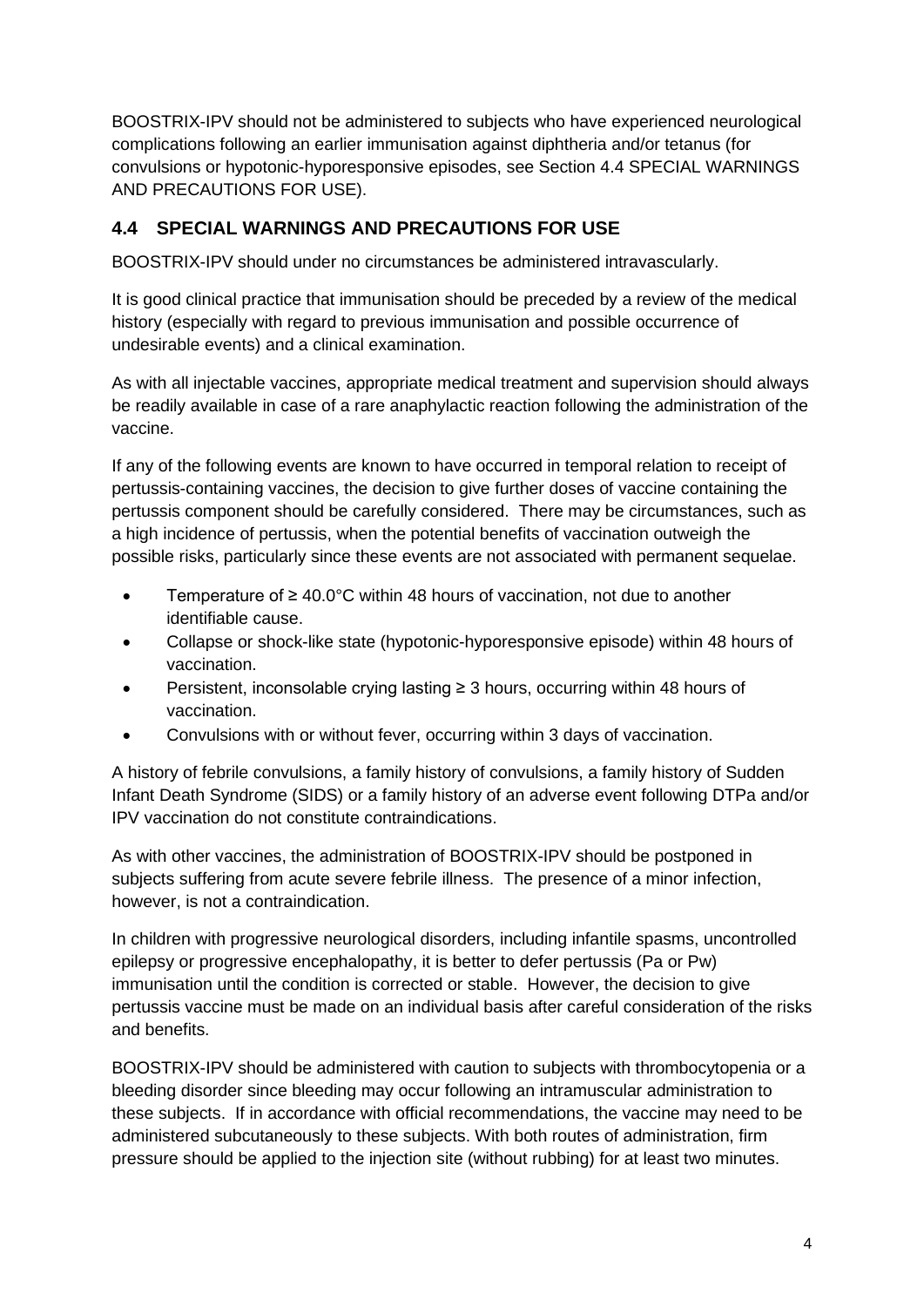BOOSTRIX-IPV should not be administered to subjects who have experienced neurological complications following an earlier immunisation against diphtheria and/or tetanus (for convulsions or hypotonic-hyporesponsive episodes, see Section 4.4 SPECIAL WARNINGS AND PRECAUTIONS FOR USE).

## 4.4 SPECIAL WARNINGS AND PRECAUTIONS FOR USE

BOOSTRIX-IPV should under no circumstances be administered intravascularly.

It is good clinical practice that immunisation should be preceded by a review of the medical history (especially with regard to previous immunisation and possible occurrence of undesirable events) and a clinical examination.

As with all injectable vaccines, appropriate medical treatment and supervision should always be readily available in case of a rare anaphylactic reaction following the administration of the vaccine.

If any of the following events are known to have occurred in temporal relation to receipt of pertussis-containing vaccines, the decision to give further doses of vaccine containing the pertussis component should be carefully considered. There may be circumstances, such as a high incidence of pertussis, when the potential benefits of vaccination outweigh the possible risks, particularly since these events are not associated with permanent sequelae.

- Temperature of ≥ 40.0°C within 48 hours of vaccination, not due to another identifiable cause.
- Collapse or shock-like state (hypotonic-hyporesponsive episode) within 48 hours of vaccination.
- Persistent, inconsolable crying lasting ≥ 3 hours, occurring within 48 hours of vaccination.
- Convulsions with or without fever, occurring within 3 days of vaccination.

A history of febrile convulsions, a family history of convulsions, a family history of Sudden Infant Death Syndrome (SIDS) or a family history of an adverse event following DTPa and/or IPV vaccination do not constitute contraindications.

As with other vaccines, the administration of BOOSTRIX-IPV should be postponed in subjects suffering from acute severe febrile illness. The presence of a minor infection, however, is not a contraindication.

In children with progressive neurological disorders, including infantile spasms, uncontrolled epilepsy or progressive encephalopathy, it is better to defer pertussis (Pa or Pw) immunisation until the condition is corrected or stable. However, the decision to give pertussis vaccine must be made on an individual basis after careful consideration of the risks and benefits.

BOOSTRIX-IPV should be administered with caution to subjects with thrombocytopenia or a bleeding disorder since bleeding may occur following an intramuscular administration to these subjects. If in accordance with official recommendations, the vaccine may need to be administered subcutaneously to these subjects. With both routes of administration, firm pressure should be applied to the injection site (without rubbing) for at least two minutes.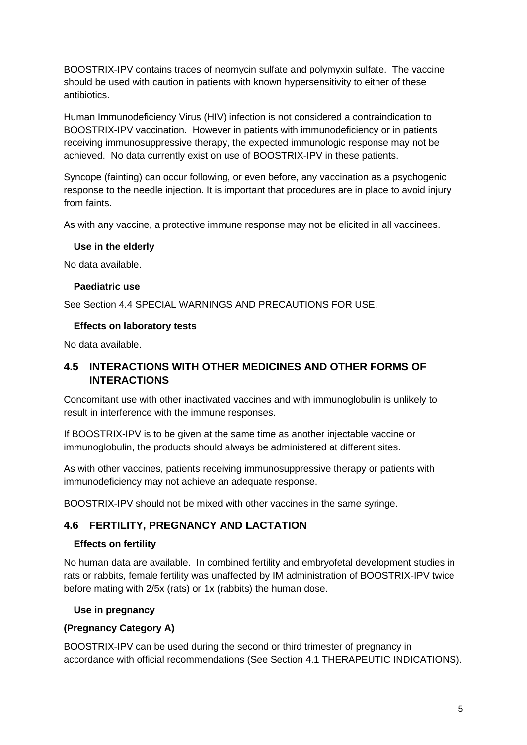BOOSTRIX-IPV contains traces of neomycin sulfate and polymyxin sulfate. The vaccine should be used with caution in patients with known hypersensitivity to either of these antibiotics.

Human Immunodeficiency Virus (HIV) infection is not considered a contraindication to BOOSTRIX-IPV vaccination. However in patients with immunodeficiency or in patients receiving immunosuppressive therapy, the expected immunologic response may not be achieved. No data currently exist on use of BOOSTRIX-IPV in these patients.

Syncope (fainting) can occur following, or even before, any vaccination as a psychogenic response to the needle injection. It is important that procedures are in place to avoid injury from faints.

As with any vaccine, a protective immune response may not be elicited in all vaccinees.

### Use in the elderly

No data available.

### Paediatric use

See Section 4.4 SPECIAL WARNINGS AND PRECAUTIONS FOR USE.

### Effects on laboratory tests

No data available.

## 4.5 INTERACTIONS WITH OTHER MEDICINES AND OTHER FORMS OF INTERACTIONS

Concomitant use with other inactivated vaccines and with immunoglobulin is unlikely to result in interference with the immune responses.

If BOOSTRIX-IPV is to be given at the same time as another injectable vaccine or immunoglobulin, the products should always be administered at different sites.

As with other vaccines, patients receiving immunosuppressive therapy or patients with immunodeficiency may not achieve an adequate response.

BOOSTRIX-IPV should not be mixed with other vaccines in the same syringe.

## 4.6 FERTILITY, PREGNANCY AND LACTATION

### Effects on fertility

No human data are available. In combined fertility and embryofetal development studies in rats or rabbits, female fertility was unaffected by IM administration of BOOSTRIX-IPV twice before mating with 2/5x (rats) or 1x (rabbits) the human dose.

### Use in pregnancy

**(Pregnancy Category A)**

BOOSTRIX-IPV can be used during the second or third trimester of pregnancy in accordance with official recommendations (See Section 4.1 THERAPEUTIC INDICATIONS).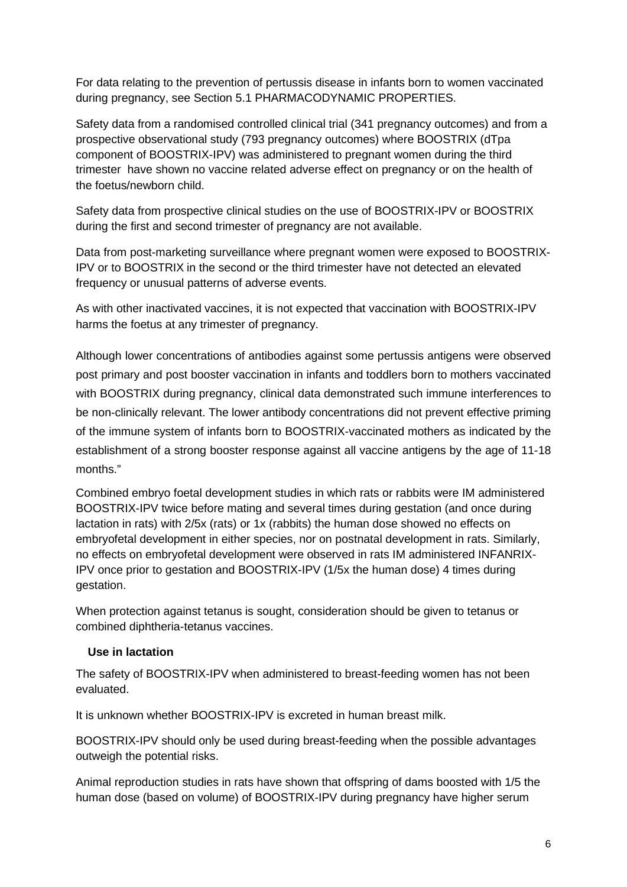For data relating to the prevention of pertussis disease in infants born to women vaccinated during pregnancy, see Section 5.1 PHARMACODYNAMIC PROPERTIES.

Safety data from a randomised controlled clinical trial (341 pregnancy outcomes) and from a prospective observational study (793 pregnancy outcomes) where BOOSTRIX (dTpa component of BOOSTRIX-IPV) was administered to pregnant women during the third trimester have shown no vaccine related adverse effect on pregnancy or on the health of the foetus/newborn child.

Safety data from prospective clinical studies on the use of BOOSTRIX-IPV or BOOSTRIX during the first and second trimester of pregnancy are not available.

Data from post-marketing surveillance where pregnant women were exposed to BOOSTRIX-IPV or to BOOSTRIX in the second or the third trimester have not detected an elevated frequency or unusual patterns of adverse events.

As with other inactivated vaccines, it is not expected that vaccination with BOOSTRIX-IPV harms the foetus at any trimester of pregnancy.

Although lower concentrations of antibodies against some pertussis antigens were observed post primary and post booster vaccination in infants and toddlers born to mothers vaccinated with BOOSTRIX during pregnancy, clinical data demonstrated such immune interferences to be non-clinically relevant. The lower antibody concentrations did not prevent effective priming of the immune system of infants born to BOOSTRIX-vaccinated mothers as indicated by the establishment of a strong booster response against all vaccine antigens by the age of 11-18 months."

Combined embryo foetal development studies in which rats or rabbits were IM administered BOOSTRIX-IPV twice before mating and several times during gestation (and once during lactation in rats) with 2/5x (rats) or 1x (rabbits) the human dose showed no effects on embryofetal development in either species, nor on postnatal development in rats. Similarly, no effects on embryofetal development were observed in rats IM administered INFANRIX-IPV once prior to gestation and BOOSTRIX-IPV (1/5x the human dose) 4 times during gestation.

When protection against tetanus is sought, consideration should be given to tetanus or combined diphtheria-tetanus vaccines.

**Use in lactation**

The safety of BOOSTRIX-IPV when administered to breast-feeding women has not been evaluated.

It is unknown whether BOOSTRIX-IPV is excreted in human breast milk.

BOOSTRIX-IPV should only be used during breast-feeding when the possible advantages outweigh the potential risks.

Animal reproduction studies in rats have shown that offspring of dams boosted with 1/5 the human dose (based on volume) of BOOSTRIX-IPV during pregnancy have higher serum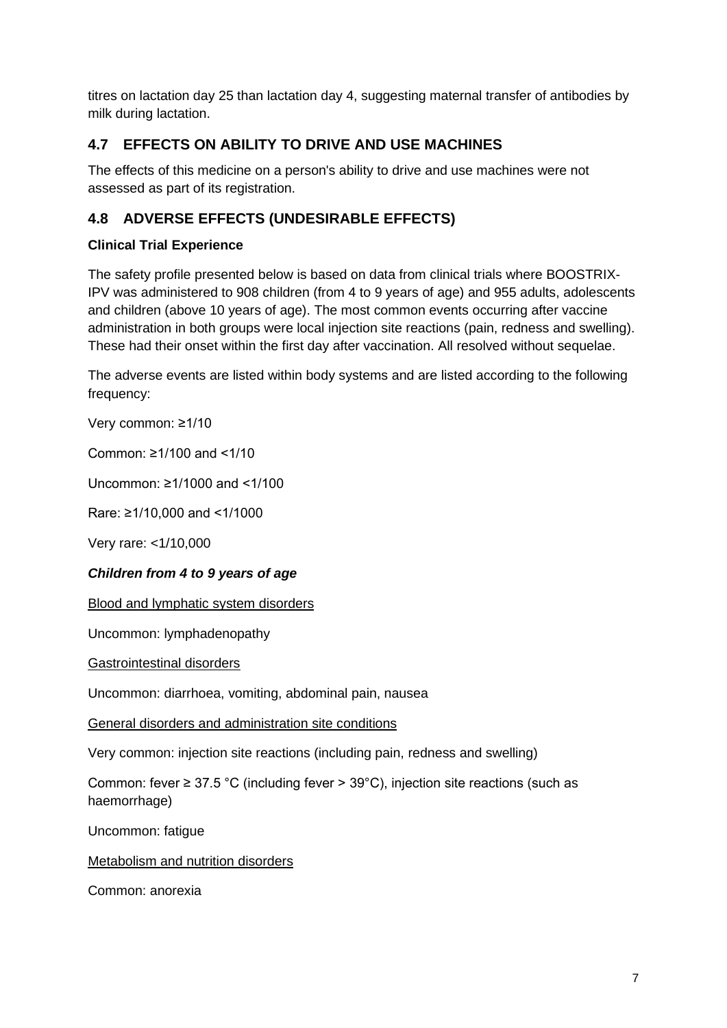titres on lactation day 25 than lactation day 4, suggesting maternal transfer of antibodies by milk during lactation.

## 4.7 EFFECTS ON ABILITY TO DRIVE AND USE MACHINES

The effects of this medicine on a person's ability to drive and use machines were not assessed as part of its registration.

## 4.8 ADVERSE EFFECTS (UNDESIRABLE EFFECTS)

**Clinical Trial Experience**

The safety profile presented below is based on data from clinical trials where BOOSTRIX-IPV was administered to 908 children (from 4 to 9 years of age) and 955 adults, adolescents and children (above 10 years of age). The most common events occurring after vaccine administration in both groups were local injection site reactions (pain, redness and swelling). These had their onset within the first day after vaccination. All resolved without sequelae.

The adverse events are listed within body systems and are listed according to the following frequency:

Very common: ≥1/10

Common: ≥1/100 and <1/10

Uncommon: ≥1/1000 and <1/100

Rare: ≥1/10,000 and <1/1000

Very rare: <1/10,000

***Children from 4 to 9 years of age***

Blood and lymphatic system disorders

Uncommon: lymphadenopathy

Gastrointestinal disorders

Uncommon: diarrhoea, vomiting, abdominal pain, nausea

General disorders and administration site conditions

Very common: injection site reactions (including pain, redness and swelling)

Common: fever ≥ 37.5 °C (including fever > 39°C), injection site reactions (such as haemorrhage)

Uncommon: fatigue

Metabolism and nutrition disorders

Common: anorexia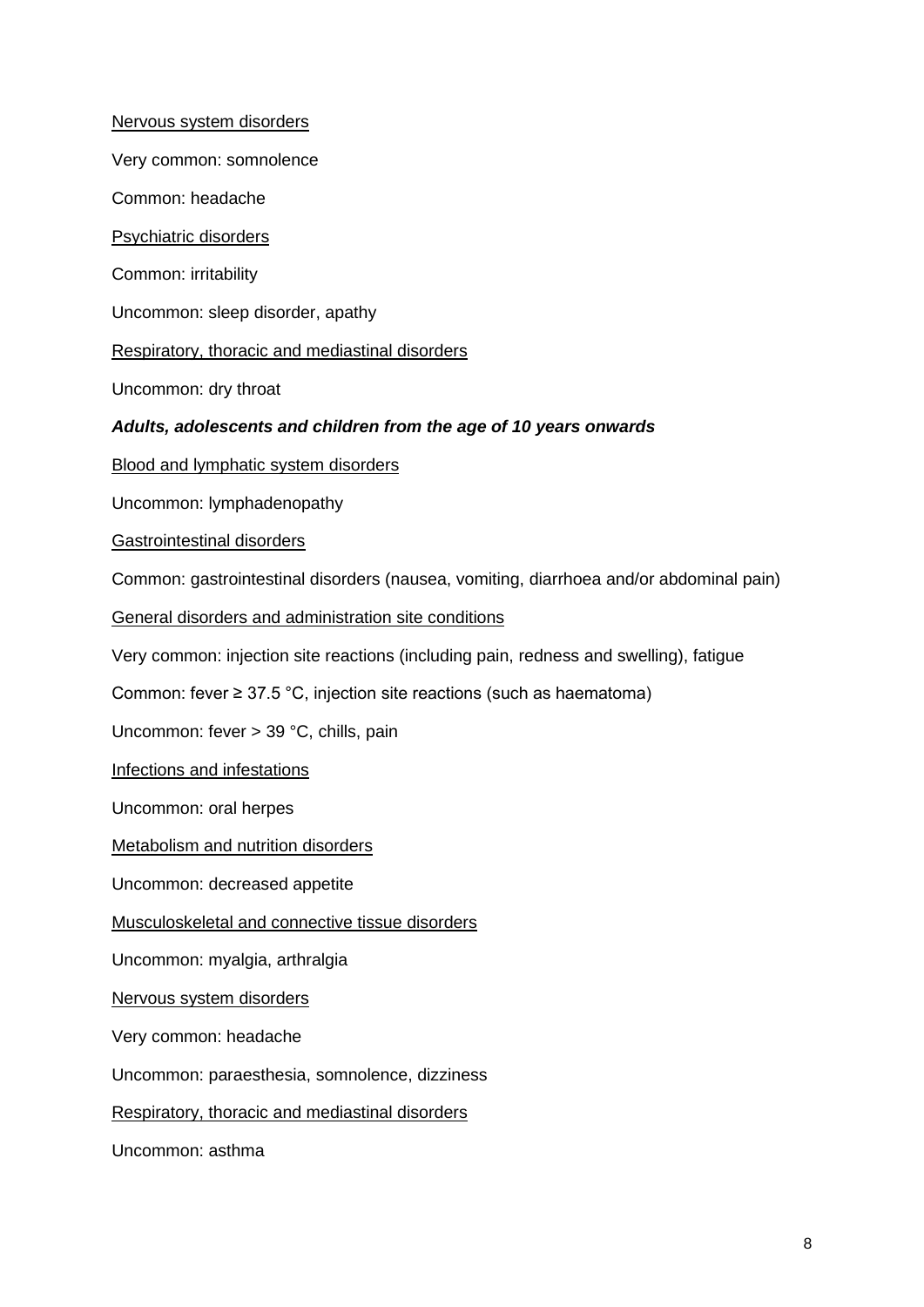<u>Nervous system disorders</u>

Very common: somnolence

Common: headache

<u>Psychiatric disorders</u>

Common: irritability

Uncommon: sleep disorder, apathy

<u>Respiratory, thoracic and mediastinal disorders</u>

Uncommon: dry throat

***Adults, adolescents and children from the age of 10 years onwards***

<u>Blood and lymphatic system disorders</u>

Uncommon: lymphadenopathy

<u>Gastrointestinal disorders</u>

Common: gastrointestinal disorders (nausea, vomiting, diarrhoea and/or abdominal pain)

<u>General disorders and administration site conditions</u>

Very common: injection site reactions (including pain, redness and swelling), fatigue

Common: fever ≥ 37.5 °C, injection site reactions (such as haematoma)

Uncommon: fever > 39 °C, chills, pain

<u>Infections and infestations</u>

Uncommon: oral herpes

<u>Metabolism and nutrition disorders</u>

Uncommon: decreased appetite

<u>Musculoskeletal and connective tissue disorders</u>

Uncommon: myalgia, arthralgia

<u>Nervous system disorders</u>

Very common: headache

Uncommon: paraesthesia, somnolence, dizziness

<u>Respiratory, thoracic and mediastinal disorders</u>

Uncommon: asthma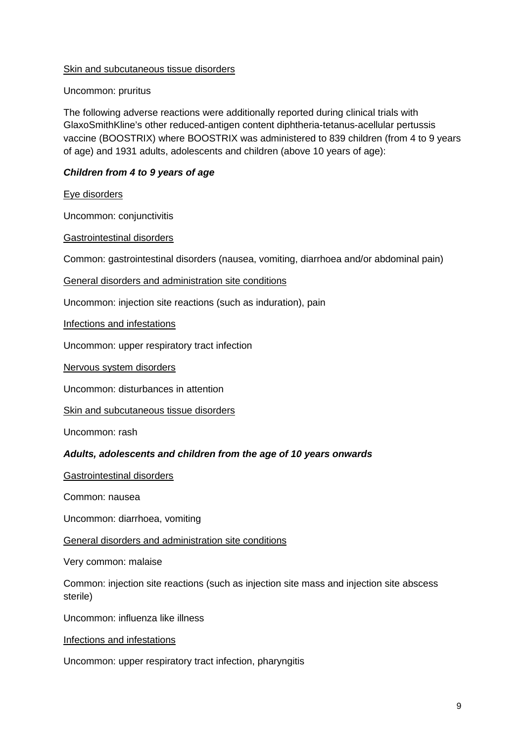Skin and subcutaneous tissue disorders

Uncommon: pruritus

The following adverse reactions were additionally reported during clinical trials with GlaxoSmithKline's other reduced-antigen content diphtheria-tetanus-acellular pertussis vaccine (BOOSTRIX) where BOOSTRIX was administered to 839 children (from 4 to 9 years of age) and 1931 adults, adolescents and children (above 10 years of age):

***Children from 4 to 9 years of age***

Eye disorders

Uncommon: conjunctivitis

Gastrointestinal disorders

Common: gastrointestinal disorders (nausea, vomiting, diarrhoea and/or abdominal pain)

General disorders and administration site conditions

Uncommon: injection site reactions (such as induration), pain

Infections and infestations

Uncommon: upper respiratory tract infection

Nervous system disorders

Uncommon: disturbances in attention

Skin and subcutaneous tissue disorders

Uncommon: rash

***Adults, adolescents and children from the age of 10 years onwards***

Gastrointestinal disorders

Common: nausea

Uncommon: diarrhoea, vomiting

General disorders and administration site conditions

Very common: malaise

Common: injection site reactions (such as injection site mass and injection site abscess sterile)

Uncommon: influenza like illness

Infections and infestations

Uncommon: upper respiratory tract infection, pharyngitis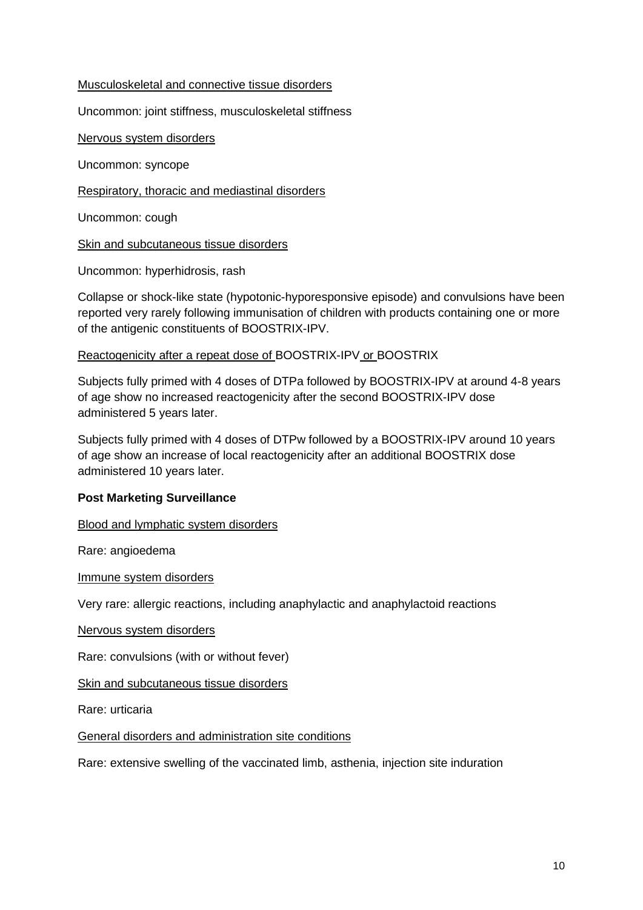Musculoskeletal and connective tissue disorders

Uncommon: joint stiffness, musculoskeletal stiffness

Nervous system disorders

Uncommon: syncope

Respiratory, thoracic and mediastinal disorders

Uncommon: cough

Skin and subcutaneous tissue disorders

Uncommon: hyperhidrosis, rash

Collapse or shock-like state (hypotonic-hyporesponsive episode) and convulsions have been reported very rarely following immunisation of children with products containing one or more of the antigenic constituents of BOOSTRIX-IPV.

Reactogenicity after a repeat dose of BOOSTRIX-IPV or BOOSTRIX

Subjects fully primed with 4 doses of DTPa followed by BOOSTRIX-IPV at around 4-8 years of age show no increased reactogenicity after the second BOOSTRIX-IPV dose administered 5 years later.

Subjects fully primed with 4 doses of DTPw followed by a BOOSTRIX-IPV around 10 years of age show an increase of local reactogenicity after an additional BOOSTRIX dose administered 10 years later.

**Post Marketing Surveillance**

Blood and lymphatic system disorders

Rare: angioedema

Immune system disorders

Very rare: allergic reactions, including anaphylactic and anaphylactoid reactions

Nervous system disorders

Rare: convulsions (with or without fever)

Skin and subcutaneous tissue disorders

Rare: urticaria

General disorders and administration site conditions

Rare: extensive swelling of the vaccinated limb, asthenia, injection site induration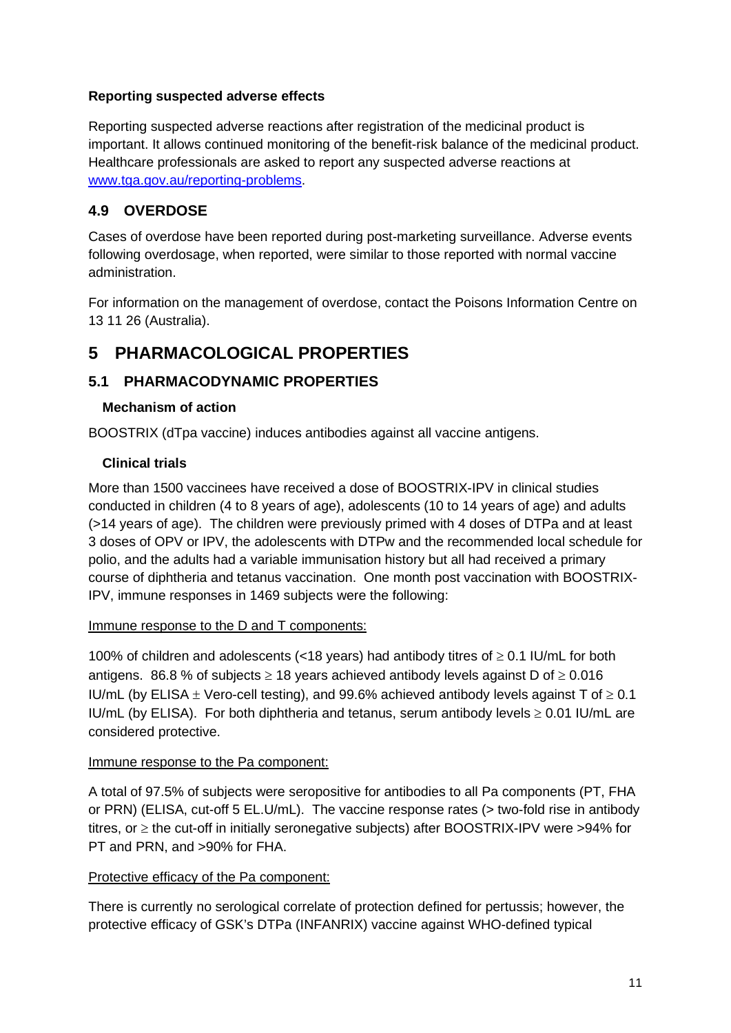**Reporting suspected adverse effects**

Reporting suspected adverse reactions after registration of the medicinal product is important. It allows continued monitoring of the benefit-risk balance of the medicinal product. Healthcare professionals are asked to report any suspected adverse reactions at www.tga.gov.au/reporting-problems.

## 4.9 OVERDOSE

Cases of overdose have been reported during post-marketing surveillance. Adverse events following overdosage, when reported, were similar to those reported with normal vaccine administration.

For information on the management of overdose, contact the Poisons Information Centre on 13 11 26 (Australia).

# 5 PHARMACOLOGICAL PROPERTIES

## 5.1 PHARMACODYNAMIC PROPERTIES

### Mechanism of action

BOOSTRIX (dTpa vaccine) induces antibodies against all vaccine antigens.

### Clinical trials

More than 1500 vaccinees have received a dose of BOOSTRIX-IPV in clinical studies conducted in children (4 to 8 years of age), adolescents (10 to 14 years of age) and adults (>14 years of age). The children were previously primed with 4 doses of DTPa and at least 3 doses of OPV or IPV, the adolescents with DTPw and the recommended local schedule for polio, and the adults had a variable immunisation history but all had received a primary course of diphtheria and tetanus vaccination. One month post vaccination with BOOSTRIX-IPV, immune responses in 1469 subjects were the following:

Immune response to the D and T components:

100% of children and adolescents (<18 years) had antibody titres of ≥ 0.1 IU/mL for both antigens. 86.8 % of subjects ≥ 18 years achieved antibody levels against D of ≥ 0.016 IU/mL (by ELISA ± Vero-cell testing), and 99.6% achieved antibody levels against T of ≥ 0.1 IU/mL (by ELISA). For both diphtheria and tetanus, serum antibody levels ≥ 0.01 IU/mL are considered protective.

Immune response to the Pa component:

A total of 97.5% of subjects were seropositive for antibodies to all Pa components (PT, FHA or PRN) (ELISA, cut-off 5 EL.U/mL). The vaccine response rates (> two-fold rise in antibody titres, or ≥ the cut-off in initially seronegative subjects) after BOOSTRIX-IPV were >94% for PT and PRN, and >90% for FHA.

Protective efficacy of the Pa component:

There is currently no serological correlate of protection defined for pertussis; however, the protective efficacy of GSK's DTPa (INFANRIX) vaccine against WHO-defined typical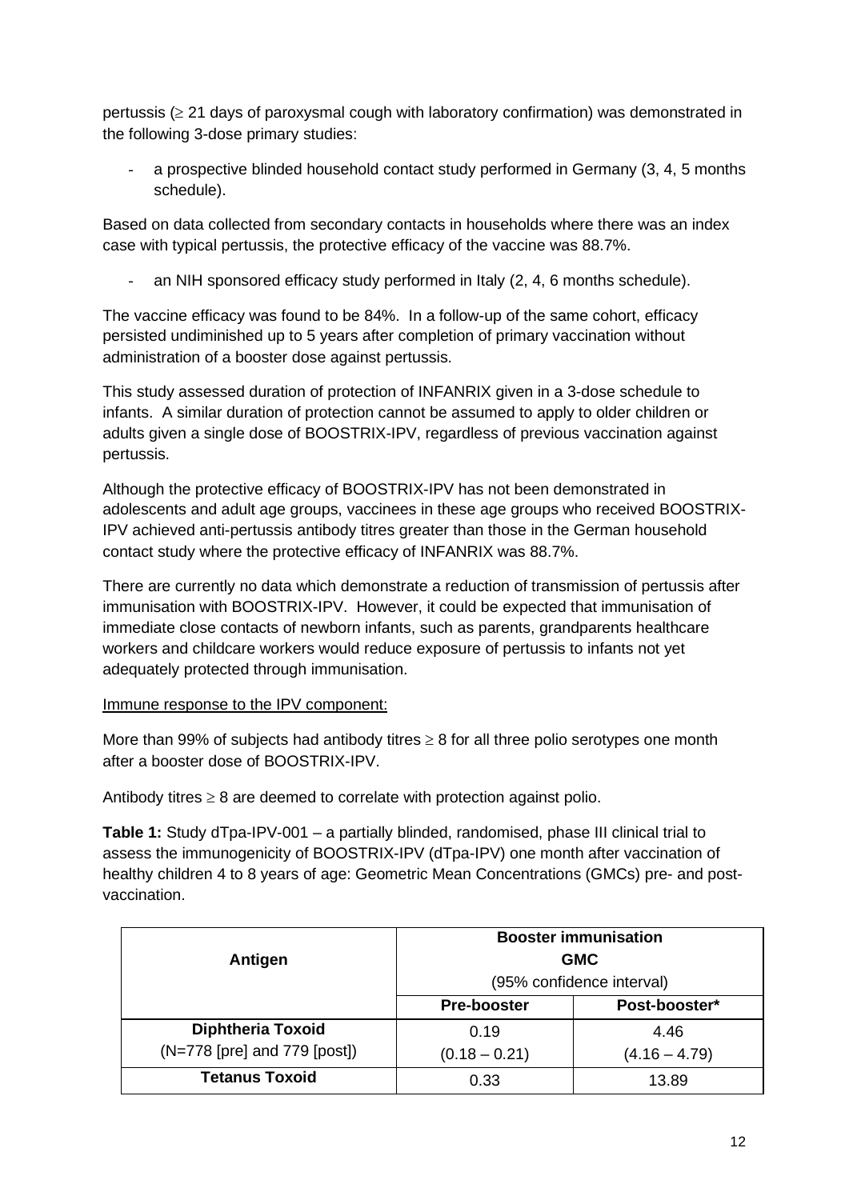pertussis (≥ 21 days of paroxysmal cough with laboratory confirmation) was demonstrated in the following 3-dose primary studies:

- a prospective blinded household contact study performed in Germany (3, 4, 5 months schedule).

Based on data collected from secondary contacts in households where there was an index case with typical pertussis, the protective efficacy of the vaccine was 88.7%.

- an NIH sponsored efficacy study performed in Italy (2, 4, 6 months schedule).

The vaccine efficacy was found to be 84%. In a follow-up of the same cohort, efficacy persisted undiminished up to 5 years after completion of primary vaccination without administration of a booster dose against pertussis.

This study assessed duration of protection of INFANRIX given in a 3-dose schedule to infants. A similar duration of protection cannot be assumed to apply to older children or adults given a single dose of BOOSTRIX-IPV, regardless of previous vaccination against pertussis.

Although the protective efficacy of BOOSTRIX-IPV has not been demonstrated in adolescents and adult age groups, vaccinees in these age groups who received BOOSTRIX-IPV achieved anti-pertussis antibody titres greater than those in the German household contact study where the protective efficacy of INFANRIX was 88.7%.

There are currently no data which demonstrate a reduction of transmission of pertussis after immunisation with BOOSTRIX-IPV. However, it could be expected that immunisation of immediate close contacts of newborn infants, such as parents, grandparents healthcare workers and childcare workers would reduce exposure of pertussis to infants not yet adequately protected through immunisation.

Immune response to the IPV component:

More than 99% of subjects had antibody titres ≥ 8 for all three polio serotypes one month after a booster dose of BOOSTRIX-IPV.

Antibody titres ≥ 8 are deemed to correlate with protection against polio.

**Table 1:** Study dTpa-IPV-001 – a partially blinded, randomised, phase III clinical trial to assess the immunogenicity of BOOSTRIX-IPV (dTpa-IPV) one month after vaccination of healthy children 4 to 8 years of age: Geometric Mean Concentrations (GMCs) pre- and post-vaccination.

| Antigen | Booster immunisation GMC (95% confidence interval) | |
|---|---|---|
| | **Pre-booster** | **Post-booster*** |
| **Diphtheria Toxoid** (N=778 [pre] and 779 [post]) | 0.19 (0.18 – 0.21) | 4.46 (4.16 – 4.79) |
| **Tetanus Toxoid** | 0.33 | 13.89 |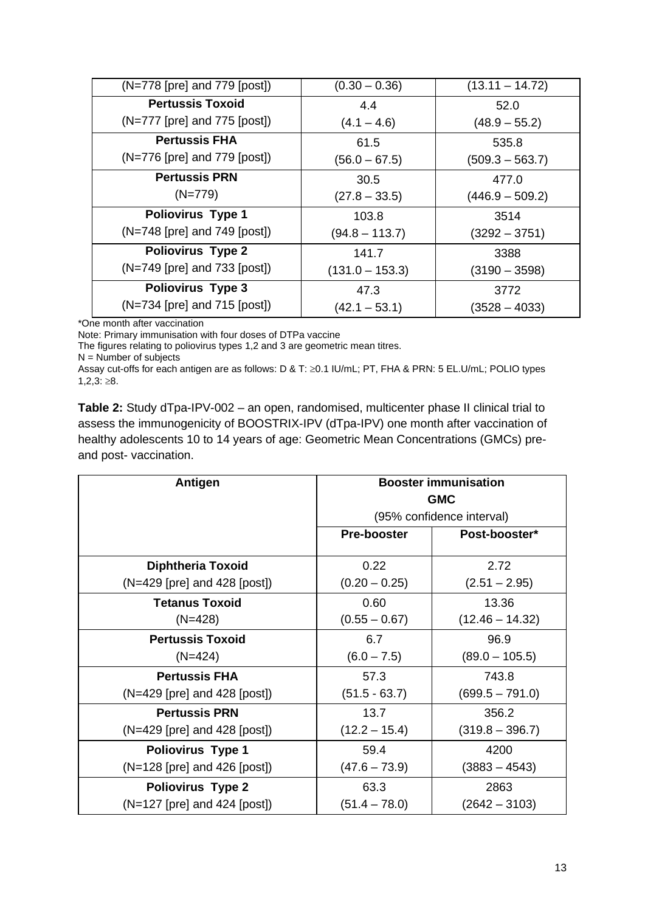| | | |
|---|---|---|
| (N=778 [pre] and 779 [post]) | (0.30 – 0.36) | (13.11 – 14.72) |
| **Pertussis Toxoid** (N=777 [pre] and 775 [post]) | 4.4 (4.1 – 4.6) | 52.0 (48.9 – 55.2) |
| **Pertussis FHA** (N=776 [pre] and 779 [post]) | 61.5 (56.0 – 67.5) | 535.8 (509.3 – 563.7) |
| **Pertussis PRN** (N=779) | 30.5 (27.8 – 33.5) | 477.0 (446.9 – 509.2) |
| **Poliovirus Type 1** (N=748 [pre] and 749 [post]) | 103.8 (94.8 – 113.7) | 3514 (3292 – 3751) |
| **Poliovirus Type 2** (N=749 [pre] and 733 [post]) | 141.7 (131.0 – 153.3) | 3388 (3190 – 3598) |
| **Poliovirus Type 3** (N=734 [pre] and 715 [post]) | 47.3 (42.1 – 53.1) | 3772 (3528 – 4033) |

*One month after vaccination

Note: Primary immunisation with four doses of DTPa vaccine

The figures relating to poliovirus types 1,2 and 3 are geometric mean titres.

N = Number of subjects

Assay cut-offs for each antigen are as follows: D & T: ≥0.1 IU/mL; PT, FHA & PRN: 5 EL.U/mL; POLIO types 1,2,3: ≥8.

**Table 2:** Study dTpa-IPV-002 – an open, randomised, multicenter phase II clinical trial to assess the immunogenicity of BOOSTRIX-IPV (dTpa-IPV) one month after vaccination of healthy adolescents 10 to 14 years of age: Geometric Mean Concentrations (GMCs) pre- and post- vaccination.

| Antigen | Booster immunisation GMC (95% confidence interval) | |
|---|---|---|
| | **Pre-booster** | **Post-booster*** |
| **Diphtheria Toxoid** (N=429 [pre] and 428 [post]) | 0.22 (0.20 – 0.25) | 2.72 (2.51 – 2.95) |
| **Tetanus Toxoid** (N=428) | 0.60 (0.55 – 0.67) | 13.36 (12.46 – 14.32) |
| **Pertussis Toxoid** (N=424) | 6.7 (6.0 – 7.5) | 96.9 (89.0 – 105.5) |
| **Pertussis FHA** (N=429 [pre] and 428 [post]) | 57.3 (51.5 - 63.7) | 743.8 (699.5 – 791.0) |
| **Pertussis PRN** (N=429 [pre] and 428 [post]) | 13.7 (12.2 – 15.4) | 356.2 (319.8 – 396.7) |
| **Poliovirus Type 1** (N=128 [pre] and 426 [post]) | 59.4 (47.6 – 73.9) | 4200 (3883 – 4543) |
| **Poliovirus Type 2** (N=127 [pre] and 424 [post]) | 63.3 (51.4 – 78.0) | 2863 (2642 – 3103) |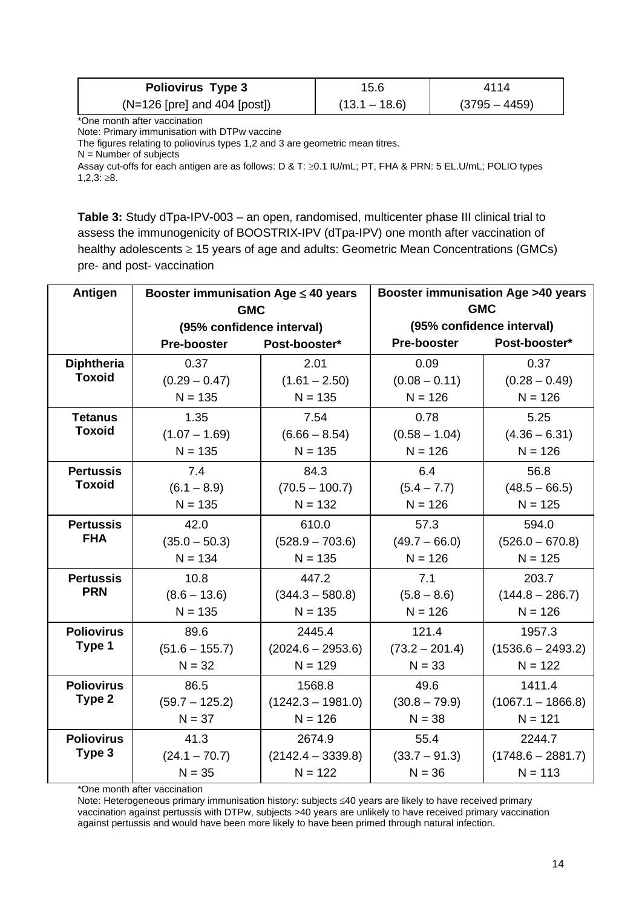| Poliovirus Type 3 (N=126 [pre] and 404 [post]) | 15.6 (13.1 – 18.6) | 4114 (3795 – 4459) |
|---|---|---|

*One month after vaccination
Note: Primary immunisation with DTPw vaccine
The figures relating to poliovirus types 1,2 and 3 are geometric mean titres.
N = Number of subjects
Assay cut-offs for each antigen are as follows: D & T: ≥0.1 IU/mL; PT, FHA & PRN: 5 EL.U/mL; POLIO types 1,2,3: ≥8.

**Table 3:** Study dTpa-IPV-003 – an open, randomised, multicenter phase III clinical trial to assess the immunogenicity of BOOSTRIX-IPV (dTpa-IPV) one month after vaccination of healthy adolescents ≥ 15 years of age and adults: Geometric Mean Concentrations (GMCs) pre- and post- vaccination

| Antigen | Booster immunisation Age ≤ 40 years GMC (95% confidence interval) | | Booster immunisation Age >40 years GMC (95% confidence interval) | |
|---|---|---|---|---|
| | Pre-booster | Post-booster* | Pre-booster | Post-booster* |
| Diphtheria Toxoid | 0.37 (0.29 – 0.47) N = 135 | 2.01 (1.61 – 2.50) N = 135 | 0.09 (0.08 – 0.11) N = 126 | 0.37 (0.28 – 0.49) N = 126 |
| Tetanus Toxoid | 1.35 (1.07 – 1.69) N = 135 | 7.54 (6.66 – 8.54) N = 135 | 0.78 (0.58 – 1.04) N = 126 | 5.25 (4.36 – 6.31) N = 126 |
| Pertussis Toxoid | 7.4 (6.1 – 8.9) N = 135 | 84.3 (70.5 – 100.7) N = 132 | 6.4 (5.4 – 7.7) N = 126 | 56.8 (48.5 – 66.5) N = 125 |
| Pertussis FHA | 42.0 (35.0 – 50.3) N = 134 | 610.0 (528.9 – 703.6) N = 135 | 57.3 (49.7 – 66.0) N = 126 | 594.0 (526.0 – 670.8) N = 125 |
| Pertussis PRN | 10.8 (8.6 – 13.6) N = 135 | 447.2 (344.3 – 580.8) N = 135 | 7.1 (5.8 – 8.6) N = 126 | 203.7 (144.8 – 286.7) N = 126 |
| Poliovirus Type 1 | 89.6 (51.6 – 155.7) N = 32 | 2445.4 (2024.6 – 2953.6) N = 129 | 121.4 (73.2 – 201.4) N = 33 | 1957.3 (1536.6 – 2493.2) N = 122 |
| Poliovirus Type 2 | 86.5 (59.7 – 125.2) N = 37 | 1568.8 (1242.3 – 1981.0) N = 126 | 49.6 (30.8 – 79.9) N = 38 | 1411.4 (1067.1 – 1866.8) N = 121 |
| Poliovirus Type 3 | 41.3 (24.1 – 70.7) N = 35 | 2674.9 (2142.4 – 3339.8) N = 122 | 55.4 (33.7 – 91.3) N = 36 | 2244.7 (1748.6 – 2881.7) N = 113 |

*One month after vaccination
Note: Heterogeneous primary immunisation history: subjects ≤40 years are likely to have received primary vaccination against pertussis with DTPw, subjects >40 years are unlikely to have received primary vaccination against pertussis and would have been more likely to have been primed through natural infection.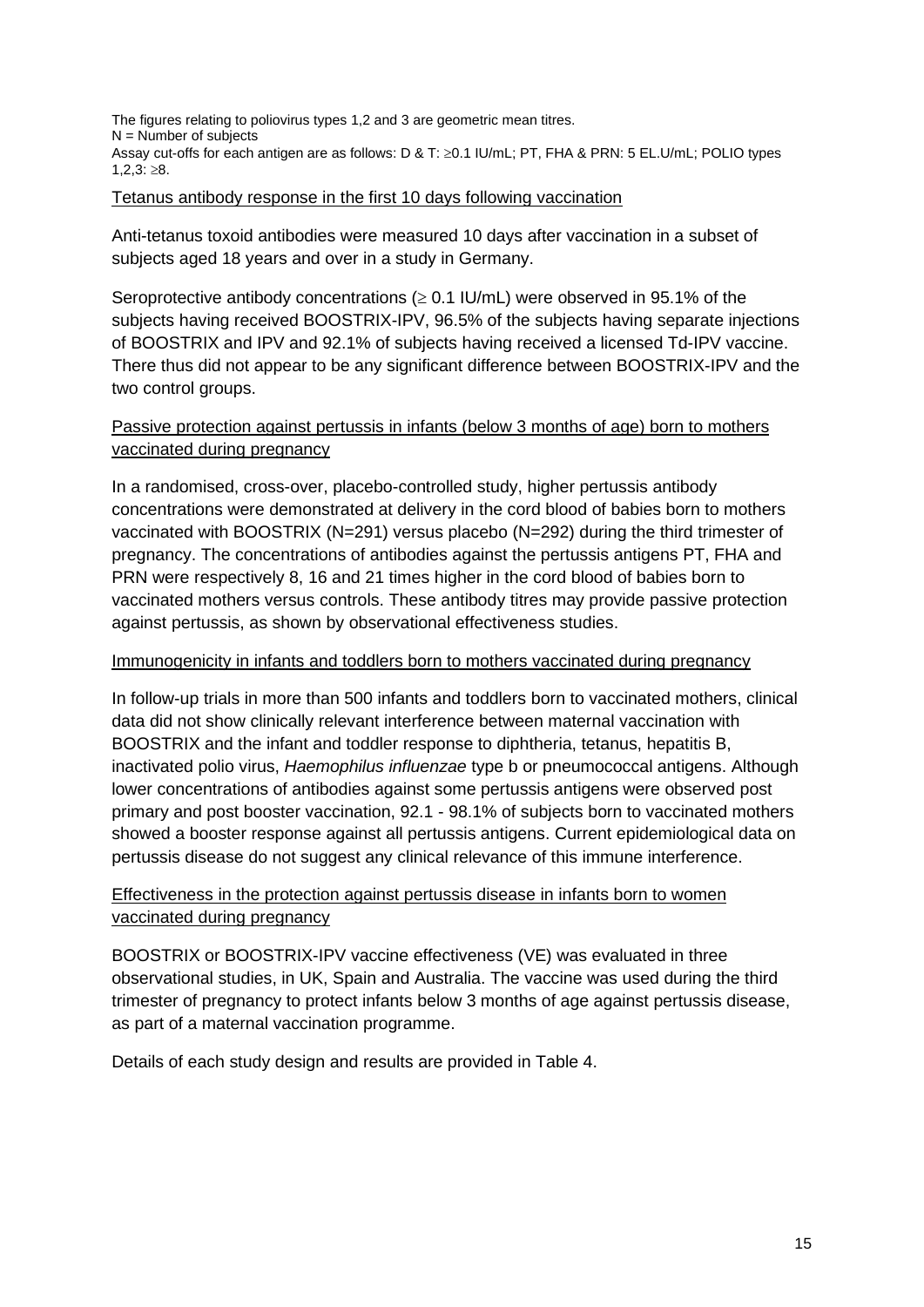The figures relating to poliovirus types 1,2 and 3 are geometric mean titres.
N = Number of subjects
Assay cut-offs for each antigen are as follows: D & T: ≥0.1 IU/mL; PT, FHA & PRN: 5 EL.U/mL; POLIO types 1,2,3: ≥8.

Tetanus antibody response in the first 10 days following vaccination

Anti-tetanus toxoid antibodies were measured 10 days after vaccination in a subset of subjects aged 18 years and over in a study in Germany.

Seroprotective antibody concentrations (≥ 0.1 IU/mL) were observed in 95.1% of the subjects having received BOOSTRIX-IPV, 96.5% of the subjects having separate injections of BOOSTRIX and IPV and 92.1% of subjects having received a licensed Td-IPV vaccine. There thus did not appear to be any significant difference between BOOSTRIX-IPV and the two control groups.

Passive protection against pertussis in infants (below 3 months of age) born to mothers vaccinated during pregnancy

In a randomised, cross-over, placebo-controlled study, higher pertussis antibody concentrations were demonstrated at delivery in the cord blood of babies born to mothers vaccinated with BOOSTRIX (N=291) versus placebo (N=292) during the third trimester of pregnancy. The concentrations of antibodies against the pertussis antigens PT, FHA and PRN were respectively 8, 16 and 21 times higher in the cord blood of babies born to vaccinated mothers versus controls. These antibody titres may provide passive protection against pertussis, as shown by observational effectiveness studies.

Immunogenicity in infants and toddlers born to mothers vaccinated during pregnancy

In follow-up trials in more than 500 infants and toddlers born to vaccinated mothers, clinical data did not show clinically relevant interference between maternal vaccination with BOOSTRIX and the infant and toddler response to diphtheria, tetanus, hepatitis B, inactivated polio virus, *Haemophilus influenzae* type b or pneumococcal antigens. Although lower concentrations of antibodies against some pertussis antigens were observed post primary and post booster vaccination, 92.1 - 98.1% of subjects born to vaccinated mothers showed a booster response against all pertussis antigens. Current epidemiological data on pertussis disease do not suggest any clinical relevance of this immune interference.

Effectiveness in the protection against pertussis disease in infants born to women vaccinated during pregnancy

BOOSTRIX or BOOSTRIX-IPV vaccine effectiveness (VE) was evaluated in three observational studies, in UK, Spain and Australia. The vaccine was used during the third trimester of pregnancy to protect infants below 3 months of age against pertussis disease, as part of a maternal vaccination programme.

Details of each study design and results are provided in Table 4.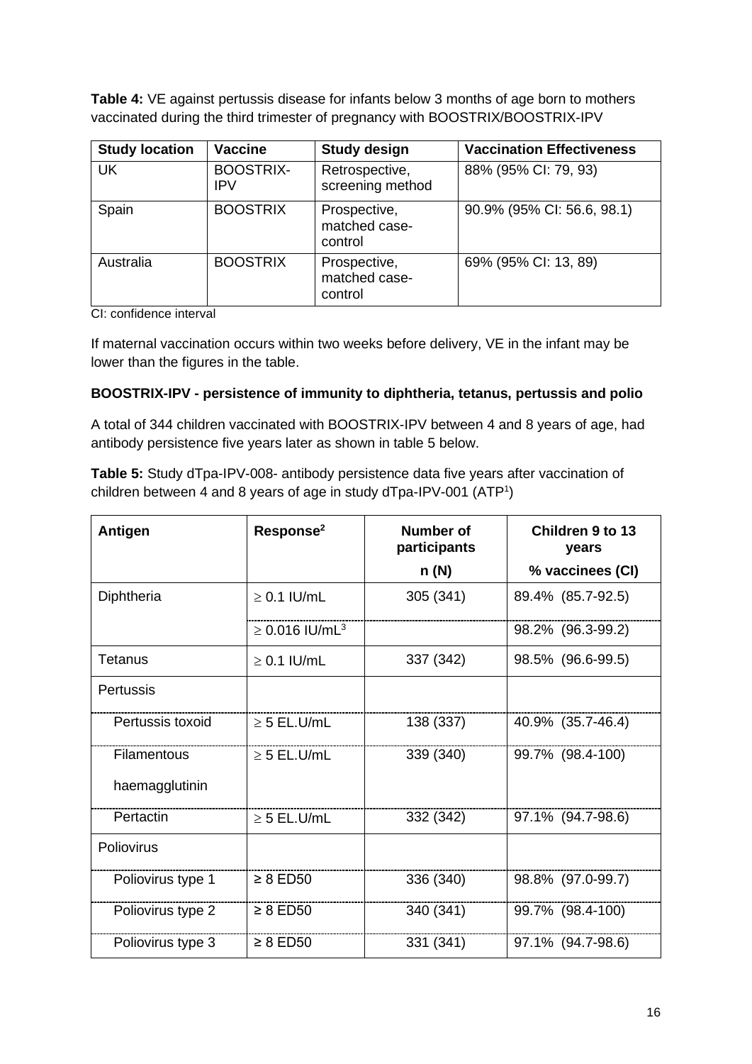**Table 4:** VE against pertussis disease for infants below 3 months of age born to mothers vaccinated during the third trimester of pregnancy with BOOSTRIX/BOOSTRIX-IPV

| Study location | Vaccine | Study design | Vaccination Effectiveness |
|---|---|---|---|
| UK | BOOSTRIX-IPV | Retrospective, screening method | 88% (95% CI: 79, 93) |
| Spain | BOOSTRIX | Prospective, matched case-control | 90.9% (95% CI: 56.6, 98.1) |
| Australia | BOOSTRIX | Prospective, matched case-control | 69% (95% CI: 13, 89) |

CI: confidence interval

If maternal vaccination occurs within two weeks before delivery, VE in the infant may be lower than the figures in the table.

**BOOSTRIX-IPV - persistence of immunity to diphtheria, tetanus, pertussis and polio**

A total of 344 children vaccinated with BOOSTRIX-IPV between 4 and 8 years of age, had antibody persistence five years later as shown in table 5 below.

**Table 5:** Study dTpa-IPV-008- antibody persistence data five years after vaccination of children between 4 and 8 years of age in study dTpa-IPV-001 (ATP[1])

| Antigen | Response[2] | Number of participants n (N) | Children 9 to 13 years % vaccinees (CI) |
|---|---|---|---|
| Diphtheria | ≥ 0.1 IU/mL | 305 (341) | 89.4% (85.7-92.5) |
| | ≥ 0.016 IU/mL[3] | | 98.2% (96.3-99.2) |
| Tetanus | ≥ 0.1 IU/mL | 337 (342) | 98.5% (96.6-99.5) |
| Pertussis | | | |
| Pertussis toxoid | ≥ 5 EL.U/mL | 138 (337) | 40.9% (35.7-46.4) |
| Filamentous haemagglutinin | ≥ 5 EL.U/mL | 339 (340) | 99.7% (98.4-100) |
| Pertactin | ≥ 5 EL.U/mL | 332 (342) | 97.1% (94.7-98.6) |
| Poliovirus | | | |
| Poliovirus type 1 | ≥ 8 ED50 | 336 (340) | 98.8% (97.0-99.7) |
| Poliovirus type 2 | ≥ 8 ED50 | 340 (341) | 99.7% (98.4-100) |
| Poliovirus type 3 | ≥ 8 ED50 | 331 (341) | 97.1% (94.7-98.6) |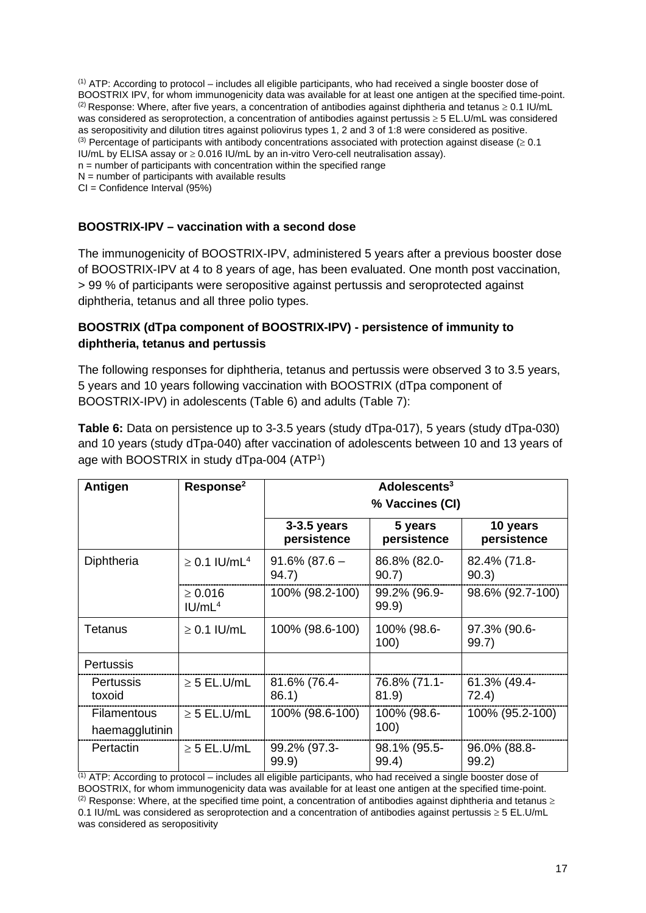(1) ATP: According to protocol – includes all eligible participants, who had received a single booster dose of BOOSTRIX IPV, for whom immunogenicity data was available for at least one antigen at the specified time-point.
(2) Response: Where, after five years, a concentration of antibodies against diphtheria and tetanus ≥ 0.1 IU/mL was considered as seroprotection, a concentration of antibodies against pertussis ≥ 5 EL.U/mL was considered as seropositivity and dilution titres against poliovirus types 1, 2 and 3 of 1:8 were considered as positive.
(3) Percentage of participants with antibody concentrations associated with protection against disease (≥ 0.1 IU/mL by ELISA assay or ≥ 0.016 IU/mL by an in-vitro Vero-cell neutralisation assay).
n = number of participants with concentration within the specified range
N = number of participants with available results
CI = Confidence Interval (95%)

**BOOSTRIX-IPV – vaccination with a second dose**

The immunogenicity of BOOSTRIX-IPV, administered 5 years after a previous booster dose of BOOSTRIX-IPV at 4 to 8 years of age, has been evaluated. One month post vaccination, > 99 % of participants were seropositive against pertussis and seroprotected against diphtheria, tetanus and all three polio types.

**BOOSTRIX (dTpa component of BOOSTRIX-IPV) - persistence of immunity to diphtheria, tetanus and pertussis**

The following responses for diphtheria, tetanus and pertussis were observed 3 to 3.5 years, 5 years and 10 years following vaccination with BOOSTRIX (dTpa component of BOOSTRIX-IPV) in adolescents (Table 6) and adults (Table 7):

**Table 6:** Data on persistence up to 3-3.5 years (study dTpa-017), 5 years (study dTpa-030) and 10 years (study dTpa-040) after vaccination of adolescents between 10 and 13 years of age with BOOSTRIX in study dTpa-004 (ATP[1])

| Antigen | Response[2] | Adolescents[3] % Vaccines (CI) | | |
|---|---|---|---|---|
| | | 3-3.5 years persistence | 5 years persistence | 10 years persistence |
| Diphtheria | ≥ 0.1 IU/mL[4] | 91.6% (87.6 – 94.7) | 86.8% (82.0-90.7) | 82.4% (71.8-90.3) |
| | ≥ 0.016 IU/mL[4] | 100% (98.2-100) | 99.2% (96.9-99.9) | 98.6% (92.7-100) |
| Tetanus | ≥ 0.1 IU/mL | 100% (98.6-100) | 100% (98.6-100) | 97.3% (90.6-99.7) |
| Pertussis | | | | |
| Pertussis toxoid | ≥ 5 EL.U/mL | 81.6% (76.4-86.1) | 76.8% (71.1-81.9) | 61.3% (49.4-72.4) |
| Filamentous haemagglutinin | ≥ 5 EL.U/mL | 100% (98.6-100) | 100% (98.6-100) | 100% (95.2-100) |
| Pertactin | ≥ 5 EL.U/mL | 99.2% (97.3-99.9) | 98.1% (95.5-99.4) | 96.0% (88.8-99.2) |

(1) ATP: According to protocol – includes all eligible participants, who had received a single booster dose of BOOSTRIX, for whom immunogenicity data was available for at least one antigen at the specified time-point.
(2) Response: Where, at the specified time point, a concentration of antibodies against diphtheria and tetanus ≥ 0.1 IU/mL was considered as seroprotection and a concentration of antibodies against pertussis ≥ 5 EL.U/mL was considered as seropositivity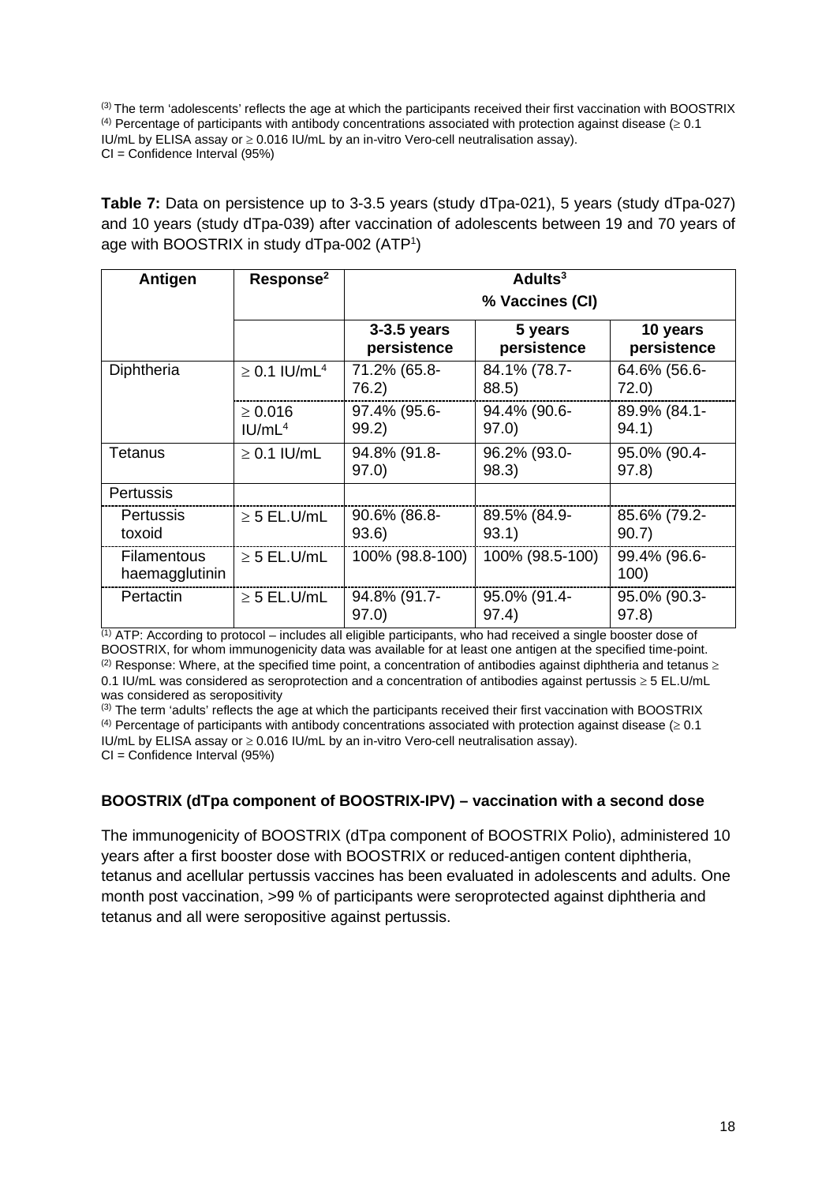[(3)] The term 'adolescents' reflects the age at which the participants received their first vaccination with BOOSTRIX
[(4)] Percentage of participants with antibody concentrations associated with protection against disease (≥ 0.1 IU/mL by ELISA assay or ≥ 0.016 IU/mL by an in-vitro Vero-cell neutralisation assay).
CI = Confidence Interval (95%)

**Table 7:** Data on persistence up to 3-3.5 years (study dTpa-021), 5 years (study dTpa-027) and 10 years (study dTpa-039) after vaccination of adolescents between 19 and 70 years of age with BOOSTRIX in study dTpa-002 (ATP[1])

| Antigen | Response[2] | Adults[3] % Vaccines (CI) | | |
|---|---|---|---|---|
| | | 3-3.5 years persistence | 5 years persistence | 10 years persistence |
| Diphtheria | ≥ 0.1 IU/mL[4] | 71.2% (65.8-76.2) | 84.1% (78.7-88.5) | 64.6% (56.6-72.0) |
| | ≥ 0.016 IU/mL[4] | 97.4% (95.6-99.2) | 94.4% (90.6-97.0) | 89.9% (84.1-94.1) |
| Tetanus | ≥ 0.1 IU/mL | 94.8% (91.8-97.0) | 96.2% (93.0-98.3) | 95.0% (90.4-97.8) |
| Pertussis | | | | |
| Pertussis toxoid | ≥ 5 EL.U/mL | 90.6% (86.8-93.6) | 89.5% (84.9-93.1) | 85.6% (79.2-90.7) |
| Filamentous haemagglutinin | ≥ 5 EL.U/mL | 100% (98.8-100) | 100% (98.5-100) | 99.4% (96.6-100) |
| Pertactin | ≥ 5 EL.U/mL | 94.8% (91.7-97.0) | 95.0% (91.4-97.4) | 95.0% (90.3-97.8) |

[(1)] ATP: According to protocol – includes all eligible participants, who had received a single booster dose of BOOSTRIX, for whom immunogenicity data was available for at least one antigen at the specified time-point.
[(2)] Response: Where, at the specified time point, a concentration of antibodies against diphtheria and tetanus ≥ 0.1 IU/mL was considered as seroprotection and a concentration of antibodies against pertussis ≥ 5 EL.U/mL was considered as seropositivity
[(3)] The term 'adults' reflects the age at which the participants received their first vaccination with BOOSTRIX
[(4)] Percentage of participants with antibody concentrations associated with protection against disease (≥ 0.1 IU/mL by ELISA assay or ≥ 0.016 IU/mL by an in-vitro Vero-cell neutralisation assay).
CI = Confidence Interval (95%)

**BOOSTRIX (dTpa component of BOOSTRIX-IPV) – vaccination with a second dose**

The immunogenicity of BOOSTRIX (dTpa component of BOOSTRIX Polio), administered 10 years after a first booster dose with BOOSTRIX or reduced-antigen content diphtheria, tetanus and acellular pertussis vaccines has been evaluated in adolescents and adults. One month post vaccination, >99 % of participants were seroprotected against diphtheria and tetanus and all were seropositive against pertussis.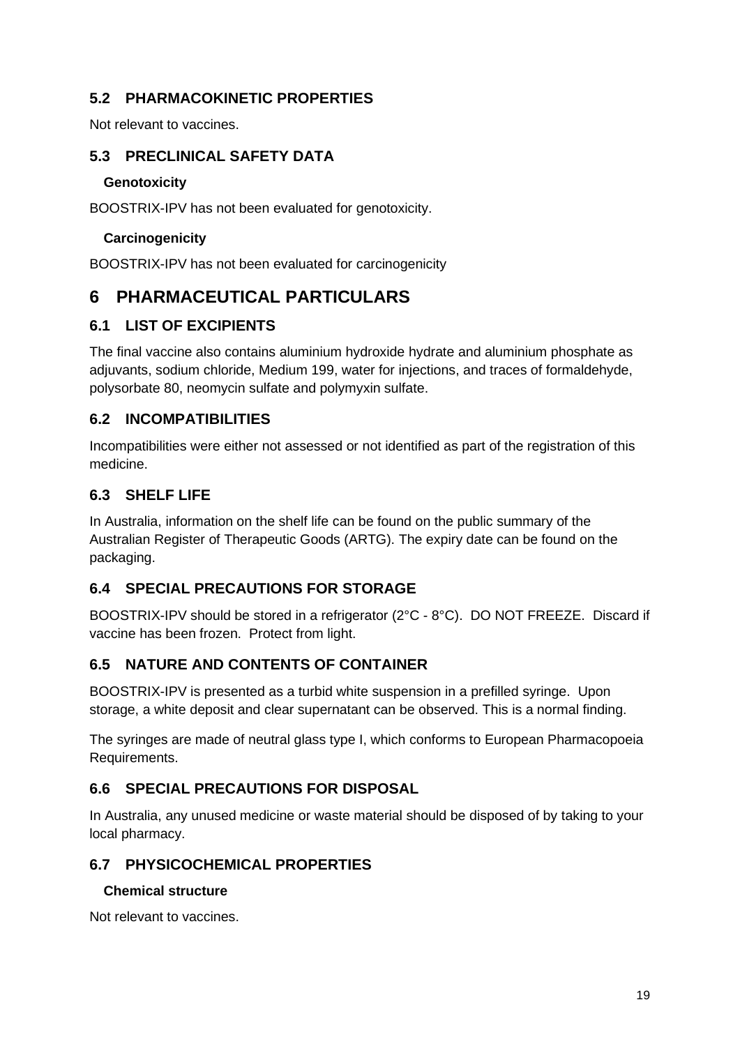## 5.2 PHARMACOKINETIC PROPERTIES

Not relevant to vaccines.

## 5.3 PRECLINICAL SAFETY DATA

### Genotoxicity

BOOSTRIX-IPV has not been evaluated for genotoxicity.

### Carcinogenicity

BOOSTRIX-IPV has not been evaluated for carcinogenicity

# 6 PHARMACEUTICAL PARTICULARS

## 6.1 LIST OF EXCIPIENTS

The final vaccine also contains aluminium hydroxide hydrate and aluminium phosphate as adjuvants, sodium chloride, Medium 199, water for injections, and traces of formaldehyde, polysorbate 80, neomycin sulfate and polymyxin sulfate.

## 6.2 INCOMPATIBILITIES

Incompatibilities were either not assessed or not identified as part of the registration of this medicine.

## 6.3 SHELF LIFE

In Australia, information on the shelf life can be found on the public summary of the Australian Register of Therapeutic Goods (ARTG). The expiry date can be found on the packaging.

## 6.4 SPECIAL PRECAUTIONS FOR STORAGE

BOOSTRIX-IPV should be stored in a refrigerator (2°C - 8°C). DO NOT FREEZE. Discard if vaccine has been frozen. Protect from light.

## 6.5 NATURE AND CONTENTS OF CONTAINER

BOOSTRIX-IPV is presented as a turbid white suspension in a prefilled syringe. Upon storage, a white deposit and clear supernatant can be observed. This is a normal finding.

The syringes are made of neutral glass type I, which conforms to European Pharmacopoeia Requirements.

## 6.6 SPECIAL PRECAUTIONS FOR DISPOSAL

In Australia, any unused medicine or waste material should be disposed of by taking to your local pharmacy.

## 6.7 PHYSICOCHEMICAL PROPERTIES

### Chemical structure

Not relevant to vaccines.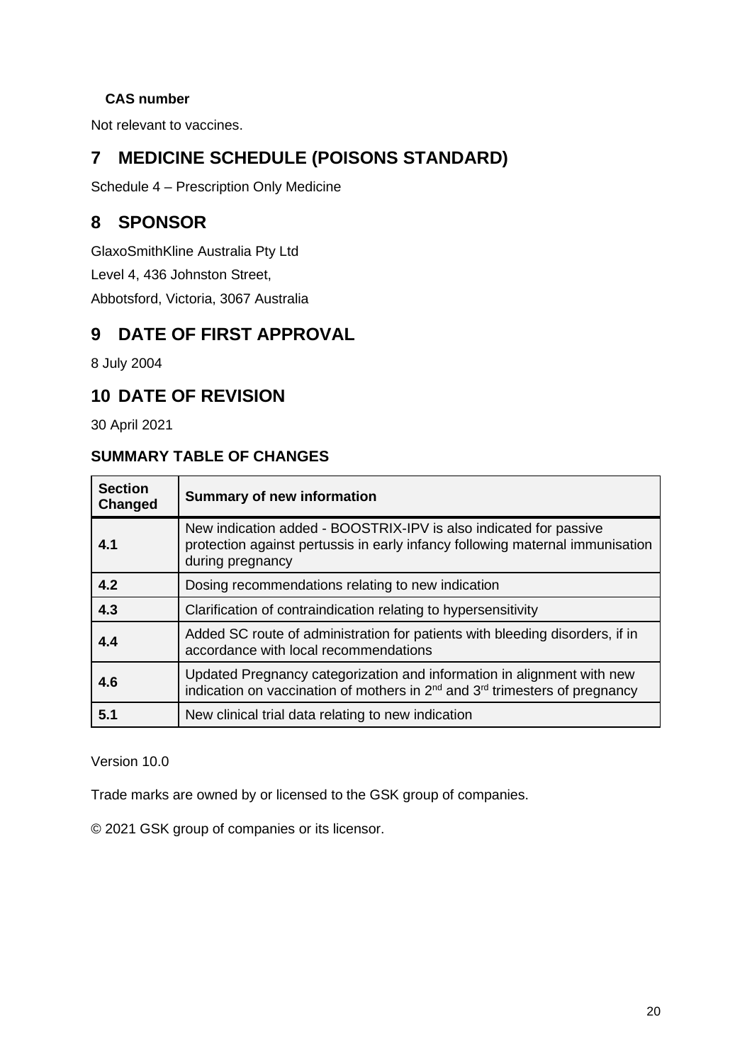### CAS number

Not relevant to vaccines.

## 7 MEDICINE SCHEDULE (POISONS STANDARD)

Schedule 4 – Prescription Only Medicine

## 8 SPONSOR

GlaxoSmithKline Australia Pty Ltd

Level 4, 436 Johnston Street,

Abbotsford, Victoria, 3067 Australia

## 9 DATE OF FIRST APPROVAL

8 July 2004

## 10 DATE OF REVISION

30 April 2021

### SUMMARY TABLE OF CHANGES

| Section Changed | Summary of new information |
|---|---|
| **4.1** | New indication added - BOOSTRIX-IPV is also indicated for passive protection against pertussis in early infancy following maternal immunisation during pregnancy |
| **4.2** | Dosing recommendations relating to new indication |
| **4.3** | Clarification of contraindication relating to hypersensitivity |
| **4.4** | Added SC route of administration for patients with bleeding disorders, if in accordance with local recommendations |
| **4.6** | Updated Pregnancy categorization and information in alignment with new indication on vaccination of mothers in 2nd and 3rd trimesters of pregnancy |
| **5.1** | New clinical trial data relating to new indication |

Version 10.0

Trade marks are owned by or licensed to the GSK group of companies.

© 2021 GSK group of companies or its licensor.